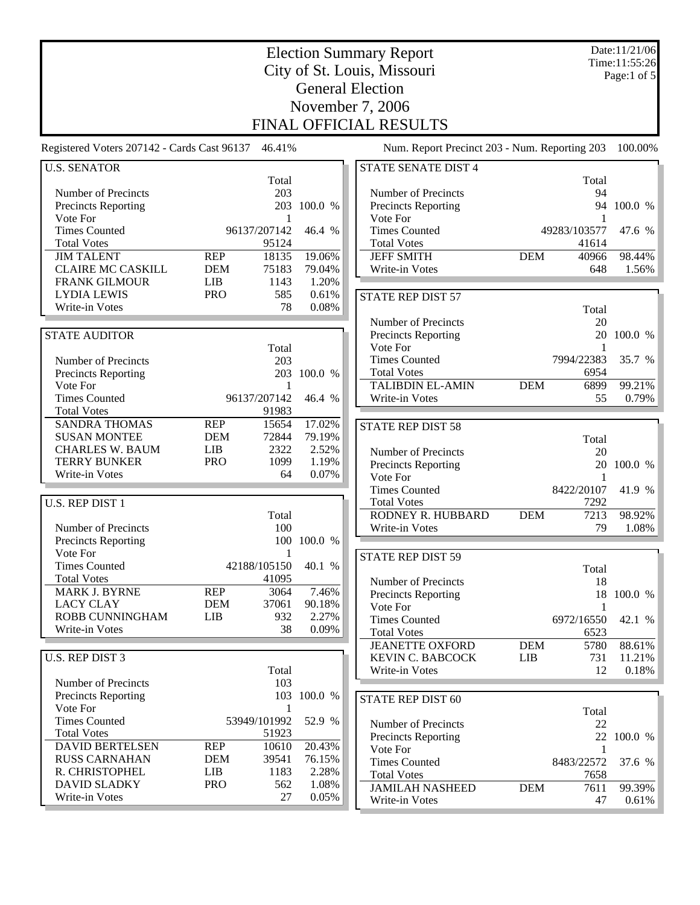# Election Summary Report

## City of St. Louis, Missouri
## General Election
## November 7, 2006
## FINAL OFFICIAL RESULTS

Date:11/21/06
Time:11:55:26

Registered Voters 207142 - Cards Cast 96137 46.41%

Num. Report Precinct 203 - Num. Reporting 203 100.00%

### U.S. SENATOR

| | | Total | |
|---|---|---|---|
| Number of Precincts | | 203 | |
| Precincts Reporting | | 203 | 100.0 % |
| Vote For | | 1 | |
| Times Counted | | 96137/207142 | 46.4 % |
| Total Votes | | 95124 | |
| JIM TALENT | REP | 18135 | 19.06% |
| CLAIRE MC CASKILL | DEM | 75183 | 79.04% |
| FRANK GILMOUR | LIB | 1143 | 1.20% |
| LYDIA LEWIS | PRO | 585 | 0.61% |
| Write-in Votes | | 78 | 0.08% |

### STATE AUDITOR

| | | Total | |
|---|---|---|---|
| Number of Precincts | | 203 | |
| Precincts Reporting | | 203 | 100.0 % |
| Vote For | | 1 | |
| Times Counted | | 96137/207142 | 46.4 % |
| Total Votes | | 91983 | |
| SANDRA THOMAS | REP | 15654 | 17.02% |
| SUSAN MONTEE | DEM | 72844 | 79.19% |
| CHARLES W. BAUM | LIB | 2322 | 2.52% |
| TERRY BUNKER | PRO | 1099 | 1.19% |
| Write-in Votes | | 64 | 0.07% |

### U.S. REP DIST 1

| | | Total | |
|---|---|---|---|
| Number of Precincts | | 100 | |
| Precincts Reporting | | 100 | 100.0 % |
| Vote For | | 1 | |
| Times Counted | | 42188/105150 | 40.1 % |
| Total Votes | | 41095 | |
| MARK J. BYRNE | REP | 3064 | 7.46% |
| LACY CLAY | DEM | 37061 | 90.18% |
| ROBB CUNNINGHAM | LIB | 932 | 2.27% |
| Write-in Votes | | 38 | 0.09% |

### U.S. REP DIST 3

| | | Total | |
|---|---|---|---|
| Number of Precincts | | 103 | |
| Precincts Reporting | | 103 | 100.0 % |
| Vote For | | 1 | |
| Times Counted | | 53949/101992 | 52.9 % |
| Total Votes | | 51923 | |
| DAVID BERTELSEN | REP | 10610 | 20.43% |
| RUSS CARNAHAN | DEM | 39541 | 76.15% |
| R. CHRISTOPHEL | LIB | 1183 | 2.28% |
| DAVID SLADKY | PRO | 562 | 1.08% |
| Write-in Votes | | 27 | 0.05% |

### STATE SENATE DIST 4

| | | Total | |
|---|---|---|---|
| Number of Precincts | | 94 | |
| Precincts Reporting | | 94 | 100.0 % |
| Vote For | | 1 | |
| Times Counted | | 49283/103577 | 47.6 % |
| Total Votes | | 41614 | |
| JEFF SMITH | DEM | 40966 | 98.44% |
| Write-in Votes | | 648 | 1.56% |

### STATE REP DIST 57

| | | Total | |
|---|---|---|---|
| Number of Precincts | | 20 | |
| Precincts Reporting | | 20 | 100.0 % |
| Vote For | | 1 | |
| Times Counted | | 7994/22383 | 35.7 % |
| Total Votes | | 6954 | |
| TALIBDIN EL-AMIN | DEM | 6899 | 99.21% |
| Write-in Votes | | 55 | 0.79% |

### STATE REP DIST 58

| | | Total | |
|---|---|---|---|
| Number of Precincts | | 20 | |
| Precincts Reporting | | 20 | 100.0 % |
| Vote For | | 1 | |
| Times Counted | | 8422/20107 | 41.9 % |
| Total Votes | | 7292 | |
| RODNEY R. HUBBARD | DEM | 7213 | 98.92% |
| Write-in Votes | | 79 | 1.08% |

### STATE REP DIST 59

| | | Total | |
|---|---|---|---|
| Number of Precincts | | 18 | |
| Precincts Reporting | | 18 | 100.0 % |
| Vote For | | 1 | |
| Times Counted | | 6972/16550 | 42.1 % |
| Total Votes | | 6523 | |
| JEANETTE OXFORD | DEM | 5780 | 88.61% |
| KEVIN C. BABCOCK | LIB | 731 | 11.21% |
| Write-in Votes | | 12 | 0.18% |

### STATE REP DIST 60

| | | Total | |
|---|---|---|---|
| Number of Precincts | | 22 | |
| Precincts Reporting | | 22 | 100.0 % |
| Vote For | | 1 | |
| Times Counted | | 8483/22572 | 37.6 % |
| Total Votes | | 7658 | |
| JAMILAH NASHEED | DEM | 7611 | 99.39% |
| Write-in Votes | | 47 | 0.61% |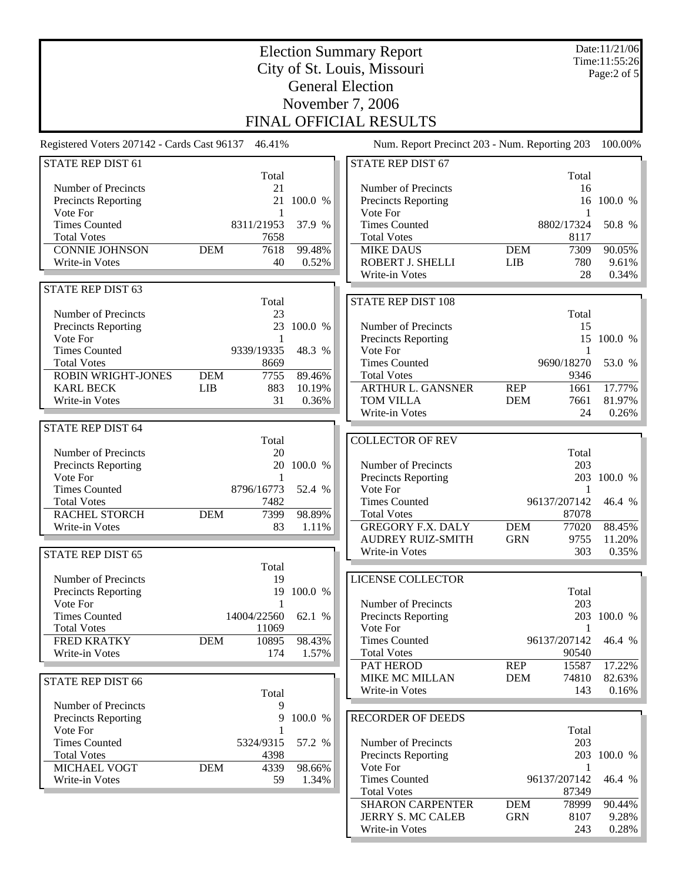# Election Summary Report

## City of St. Louis, Missouri

## General Election

## November 7, 2006

## FINAL OFFICIAL RESULTS

Date:11/21/06
Time:11:55:26

Registered Voters 207142 - Cards Cast 96137 46.41%

Num. Report Precinct 203 - Num. Reporting 203 100.00%

### STATE REP DIST 61

| | | Total | |
|---|---|---|---|
| Number of Precincts | | 21 | |
| Precincts Reporting | | 21 | 100.0 % |
| Vote For | | 1 | |
| Times Counted | | 8311/21953 | 37.9 % |
| Total Votes | | 7658 | |
| CONNIE JOHNSON | DEM | 7618 | 99.48% |
| Write-in Votes | | 40 | 0.52% |

### STATE REP DIST 63

| | | Total | |
|---|---|---|---|
| Number of Precincts | | 23 | |
| Precincts Reporting | | 23 | 100.0 % |
| Vote For | | 1 | |
| Times Counted | | 9339/19335 | 48.3 % |
| Total Votes | | 8669 | |
| ROBIN WRIGHT-JONES | DEM | 7755 | 89.46% |
| KARL BECK | LIB | 883 | 10.19% |
| Write-in Votes | | 31 | 0.36% |

### STATE REP DIST 64

| | | Total | |
|---|---|---|---|
| Number of Precincts | | 20 | |
| Precincts Reporting | | 20 | 100.0 % |
| Vote For | | 1 | |
| Times Counted | | 8796/16773 | 52.4 % |
| Total Votes | | 7482 | |
| RACHEL STORCH | DEM | 7399 | 98.89% |
| Write-in Votes | | 83 | 1.11% |

### STATE REP DIST 65

| | | Total | |
|---|---|---|---|
| Number of Precincts | | 19 | |
| Precincts Reporting | | 19 | 100.0 % |
| Vote For | | 1 | |
| Times Counted | | 14004/22560 | 62.1 % |
| Total Votes | | 11069 | |
| FRED KRATKY | DEM | 10895 | 98.43% |
| Write-in Votes | | 174 | 1.57% |

### STATE REP DIST 66

| | | Total | |
|---|---|---|---|
| Number of Precincts | | 9 | |
| Precincts Reporting | | 9 | 100.0 % |
| Vote For | | 1 | |
| Times Counted | | 5324/9315 | 57.2 % |
| Total Votes | | 4398 | |
| MICHAEL VOGT | DEM | 4339 | 98.66% |
| Write-in Votes | | 59 | 1.34% |

### STATE REP DIST 67

| | | Total | |
|---|---|---|---|
| Number of Precincts | | 16 | |
| Precincts Reporting | | 16 | 100.0 % |
| Vote For | | 1 | |
| Times Counted | | 8802/17324 | 50.8 % |
| Total Votes | | 8117 | |
| MIKE DAUS | DEM | 7309 | 90.05% |
| ROBERT J. SHELLI | LIB | 780 | 9.61% |
| Write-in Votes | | 28 | 0.34% |

### STATE REP DIST 108

| | | Total | |
|---|---|---|---|
| Number of Precincts | | 15 | |
| Precincts Reporting | | 15 | 100.0 % |
| Vote For | | 1 | |
| Times Counted | | 9690/18270 | 53.0 % |
| Total Votes | | 9346 | |
| ARTHUR L. GANSNER | REP | 1661 | 17.77% |
| TOM VILLA | DEM | 7661 | 81.97% |
| Write-in Votes | | 24 | 0.26% |

### COLLECTOR OF REV

| | | Total | |
|---|---|---|---|
| Number of Precincts | | 203 | |
| Precincts Reporting | | 203 | 100.0 % |
| Vote For | | 1 | |
| Times Counted | | 96137/207142 | 46.4 % |
| Total Votes | | 87078 | |
| GREGORY F.X. DALY | DEM | 77020 | 88.45% |
| AUDREY RUIZ-SMITH | GRN | 9755 | 11.20% |
| Write-in Votes | | 303 | 0.35% |

### LICENSE COLLECTOR

| | | Total | |
|---|---|---|---|
| Number of Precincts | | 203 | |
| Precincts Reporting | | 203 | 100.0 % |
| Vote For | | 1 | |
| Times Counted | | 96137/207142 | 46.4 % |
| Total Votes | | 90540 | |
| PAT HEROD | REP | 15587 | 17.22% |
| MIKE MC MILLAN | DEM | 74810 | 82.63% |
| Write-in Votes | | 143 | 0.16% |

### RECORDER OF DEEDS

| | | Total | |
|---|---|---|---|
| Number of Precincts | | 203 | |
| Precincts Reporting | | 203 | 100.0 % |
| Vote For | | 1 | |
| Times Counted | | 96137/207142 | 46.4 % |
| Total Votes | | 87349 | |
| SHARON CARPENTER | DEM | 78999 | 90.44% |
| JERRY S. MC CALEB | GRN | 8107 | 9.28% |
| Write-in Votes | | 243 | 0.28% |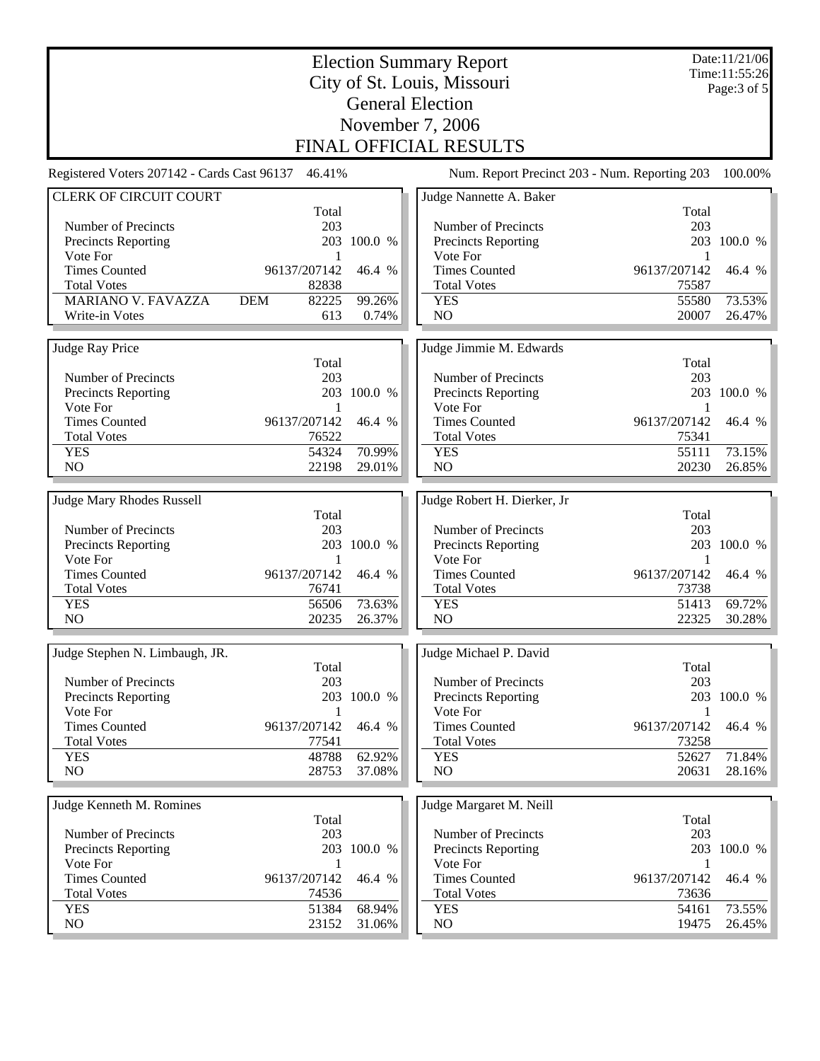# Election Summary Report

## City of St. Louis, Missouri

## General Election

## November 7, 2006

## FINAL OFFICIAL RESULTS

Date:11/21/06
Time:11:55:26

Registered Voters 207142 - Cards Cast 96137 46.41%

Num. Report Precinct 203 - Num. Reporting 203 100.00%

### CLERK OF CIRCUIT COURT

| | | Total | |
|---|---|---|---|
| Number of Precincts | | 203 | |
| Precincts Reporting | | 203 | 100.0 % |
| Vote For | | 1 | |
| Times Counted | | 96137/207142 | 46.4 % |
| Total Votes | | 82838 | |
| MARIANO V. FAVAZZA | DEM | 82225 | 99.26% |
| Write-in Votes | | 613 | 0.74% |

### Judge Nannette A. Baker

| | Total | |
|---|---|---|
| Number of Precincts | 203 | |
| Precincts Reporting | 203 | 100.0 % |
| Vote For | 1 | |
| Times Counted | 96137/207142 | 46.4 % |
| Total Votes | 75587 | |
| YES | 55580 | 73.53% |
| NO | 20007 | 26.47% |

### Judge Ray Price

| | Total | |
|---|---|---|
| Number of Precincts | 203 | |
| Precincts Reporting | 203 | 100.0 % |
| Vote For | 1 | |
| Times Counted | 96137/207142 | 46.4 % |
| Total Votes | 76522 | |
| YES | 54324 | 70.99% |
| NO | 22198 | 29.01% |

### Judge Jimmie M. Edwards

| | Total | |
|---|---|---|
| Number of Precincts | 203 | |
| Precincts Reporting | 203 | 100.0 % |
| Vote For | 1 | |
| Times Counted | 96137/207142 | 46.4 % |
| Total Votes | 75341 | |
| YES | 55111 | 73.15% |
| NO | 20230 | 26.85% |

### Judge Mary Rhodes Russell

| | Total | |
|---|---|---|
| Number of Precincts | 203 | |
| Precincts Reporting | 203 | 100.0 % |
| Vote For | 1 | |
| Times Counted | 96137/207142 | 46.4 % |
| Total Votes | 76741 | |
| YES | 56506 | 73.63% |
| NO | 20235 | 26.37% |

### Judge Robert H. Dierker, Jr

| | Total | |
|---|---|---|
| Number of Precincts | 203 | |
| Precincts Reporting | 203 | 100.0 % |
| Vote For | 1 | |
| Times Counted | 96137/207142 | 46.4 % |
| Total Votes | 73738 | |
| YES | 51413 | 69.72% |
| NO | 22325 | 30.28% |

### Judge Stephen N. Limbaugh, JR.

| | Total | |
|---|---|---|
| Number of Precincts | 203 | |
| Precincts Reporting | 203 | 100.0 % |
| Vote For | 1 | |
| Times Counted | 96137/207142 | 46.4 % |
| Total Votes | 77541 | |
| YES | 48788 | 62.92% |
| NO | 28753 | 37.08% |

### Judge Michael P. David

| | Total | |
|---|---|---|
| Number of Precincts | 203 | |
| Precincts Reporting | 203 | 100.0 % |
| Vote For | 1 | |
| Times Counted | 96137/207142 | 46.4 % |
| Total Votes | 73258 | |
| YES | 52627 | 71.84% |
| NO | 20631 | 28.16% |

### Judge Kenneth M. Romines

| | Total | |
|---|---|---|
| Number of Precincts | 203 | |
| Precincts Reporting | 203 | 100.0 % |
| Vote For | 1 | |
| Times Counted | 96137/207142 | 46.4 % |
| Total Votes | 74536 | |
| YES | 51384 | 68.94% |
| NO | 23152 | 31.06% |

### Judge Margaret M. Neill

| | Total | |
|---|---|---|
| Number of Precincts | 203 | |
| Precincts Reporting | 203 | 100.0 % |
| Vote For | 1 | |
| Times Counted | 96137/207142 | 46.4 % |
| Total Votes | 73636 | |
| YES | 54161 | 73.55% |
| NO | 19475 | 26.45% |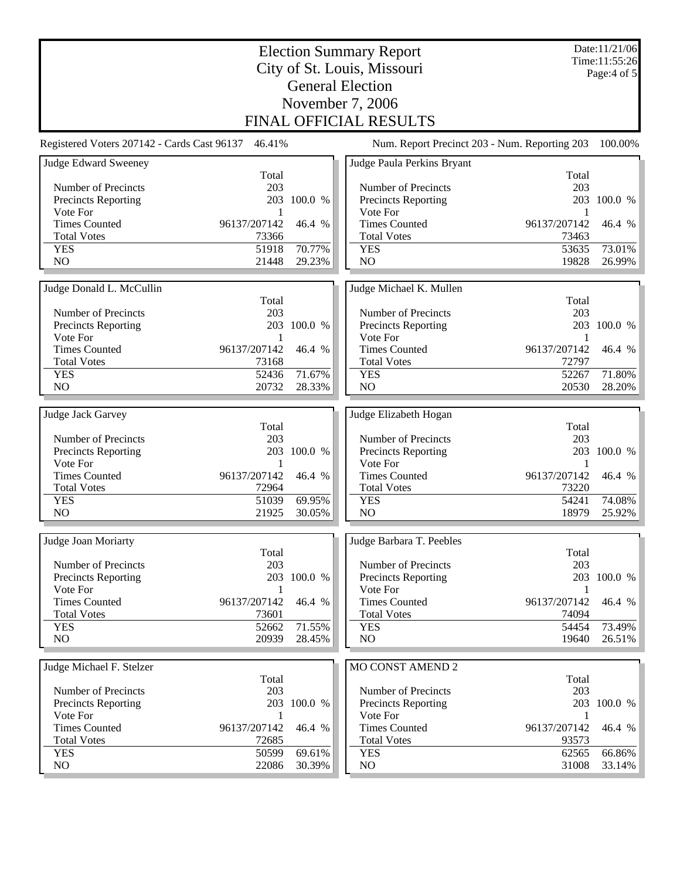# Election Summary Report
## City of St. Louis, Missouri
## General Election
## November 7, 2006
## FINAL OFFICIAL RESULTS

Date:11/21/06
Time:11:55:26

Registered Voters 207142 - Cards Cast 96137 46.41%

Num. Report Precinct 203 - Num. Reporting 203 100.00%

### Judge Edward Sweeney

| | Total | |
|---|---|---|
| Number of Precincts | 203 | |
| Precincts Reporting | 203 | 100.0 % |
| Vote For | 1 | |
| Times Counted | 96137/207142 | 46.4 % |
| Total Votes | 73366 | |
| YES | 51918 | 70.77% |
| NO | 21448 | 29.23% |

### Judge Paula Perkins Bryant

| | Total | |
|---|---|---|
| Number of Precincts | 203 | |
| Precincts Reporting | 203 | 100.0 % |
| Vote For | 1 | |
| Times Counted | 96137/207142 | 46.4 % |
| Total Votes | 73463 | |
| YES | 53635 | 73.01% |
| NO | 19828 | 26.99% |

### Judge Donald L. McCullin

| | Total | |
|---|---|---|
| Number of Precincts | 203 | |
| Precincts Reporting | 203 | 100.0 % |
| Vote For | 1 | |
| Times Counted | 96137/207142 | 46.4 % |
| Total Votes | 73168 | |
| YES | 52436 | 71.67% |
| NO | 20732 | 28.33% |

### Judge Michael K. Mullen

| | Total | |
|---|---|---|
| Number of Precincts | 203 | |
| Precincts Reporting | 203 | 100.0 % |
| Vote For | 1 | |
| Times Counted | 96137/207142 | 46.4 % |
| Total Votes | 72797 | |
| YES | 52267 | 71.80% |
| NO | 20530 | 28.20% |

### Judge Jack Garvey

| | Total | |
|---|---|---|
| Number of Precincts | 203 | |
| Precincts Reporting | 203 | 100.0 % |
| Vote For | 1 | |
| Times Counted | 96137/207142 | 46.4 % |
| Total Votes | 72964 | |
| YES | 51039 | 69.95% |
| NO | 21925 | 30.05% |

### Judge Elizabeth Hogan

| | Total | |
|---|---|---|
| Number of Precincts | 203 | |
| Precincts Reporting | 203 | 100.0 % |
| Vote For | 1 | |
| Times Counted | 96137/207142 | 46.4 % |
| Total Votes | 73220 | |
| YES | 54241 | 74.08% |
| NO | 18979 | 25.92% |

### Judge Joan Moriarty

| | Total | |
|---|---|---|
| Number of Precincts | 203 | |
| Precincts Reporting | 203 | 100.0 % |
| Vote For | 1 | |
| Times Counted | 96137/207142 | 46.4 % |
| Total Votes | 73601 | |
| YES | 52662 | 71.55% |
| NO | 20939 | 28.45% |

### Judge Barbara T. Peebles

| | Total | |
|---|---|---|
| Number of Precincts | 203 | |
| Precincts Reporting | 203 | 100.0 % |
| Vote For | 1 | |
| Times Counted | 96137/207142 | 46.4 % |
| Total Votes | 74094 | |
| YES | 54454 | 73.49% |
| NO | 19640 | 26.51% |

### Judge Michael F. Stelzer

| | Total | |
|---|---|---|
| Number of Precincts | 203 | |
| Precincts Reporting | 203 | 100.0 % |
| Vote For | 1 | |
| Times Counted | 96137/207142 | 46.4 % |
| Total Votes | 72685 | |
| YES | 50599 | 69.61% |
| NO | 22086 | 30.39% |

### MO CONST AMEND 2

| | Total | |
|---|---|---|
| Number of Precincts | 203 | |
| Precincts Reporting | 203 | 100.0 % |
| Vote For | 1 | |
| Times Counted | 96137/207142 | 46.4 % |
| Total Votes | 93573 | |
| YES | 62565 | 66.86% |
| NO | 31008 | 33.14% |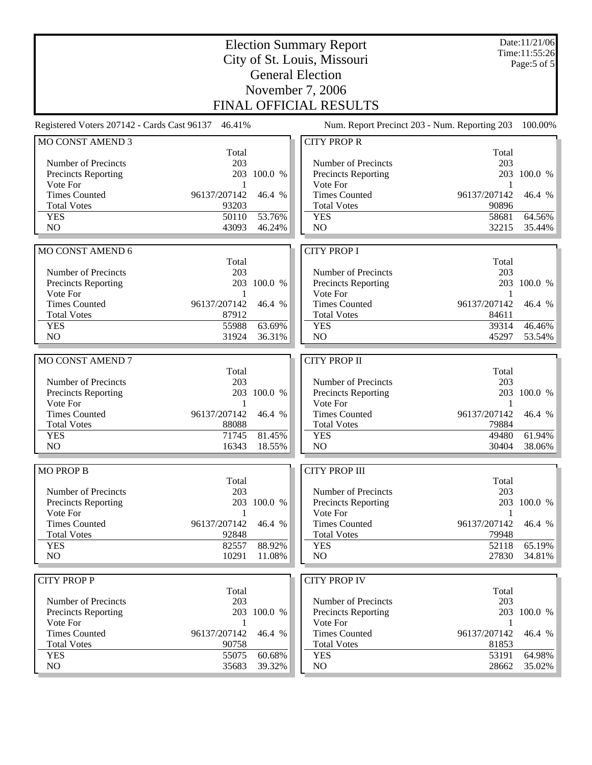# Election Summary Report
## City of St. Louis, Missouri
## General Election
## November 7, 2006
## FINAL OFFICIAL RESULTS

Date:11/21/06
Time:11:55:26

Registered Voters 207142 - Cards Cast 96137 46.41%

Num. Report Precinct 203 - Num. Reporting 203 100.00%

### MO CONST AMEND 3

| | Total | |
|---|---|---|
| Number of Precincts | 203 | |
| Precincts Reporting | 203 | 100.0 % |
| Vote For | 1 | |
| Times Counted | 96137/207142 | 46.4 % |
| Total Votes | 93203 | |
| YES | 50110 | 53.76% |
| NO | 43093 | 46.24% |

### MO CONST AMEND 6

| | Total | |
|---|---|---|
| Number of Precincts | 203 | |
| Precincts Reporting | 203 | 100.0 % |
| Vote For | 1 | |
| Times Counted | 96137/207142 | 46.4 % |
| Total Votes | 87912 | |
| YES | 55988 | 63.69% |
| NO | 31924 | 36.31% |

### MO CONST AMEND 7

| | Total | |
|---|---|---|
| Number of Precincts | 203 | |
| Precincts Reporting | 203 | 100.0 % |
| Vote For | 1 | |
| Times Counted | 96137/207142 | 46.4 % |
| Total Votes | 88088 | |
| YES | 71745 | 81.45% |
| NO | 16343 | 18.55% |

### MO PROP B

| | Total | |
|---|---|---|
| Number of Precincts | 203 | |
| Precincts Reporting | 203 | 100.0 % |
| Vote For | 1 | |
| Times Counted | 96137/207142 | 46.4 % |
| Total Votes | 92848 | |
| YES | 82557 | 88.92% |
| NO | 10291 | 11.08% |

### CITY PROP P

| | Total | |
|---|---|---|
| Number of Precincts | 203 | |
| Precincts Reporting | 203 | 100.0 % |
| Vote For | 1 | |
| Times Counted | 96137/207142 | 46.4 % |
| Total Votes | 90758 | |
| YES | 55075 | 60.68% |
| NO | 35683 | 39.32% |

### CITY PROP R

| | Total | |
|---|---|---|
| Number of Precincts | 203 | |
| Precincts Reporting | 203 | 100.0 % |
| Vote For | 1 | |
| Times Counted | 96137/207142 | 46.4 % |
| Total Votes | 90896 | |
| YES | 58681 | 64.56% |
| NO | 32215 | 35.44% |

### CITY PROP I

| | Total | |
|---|---|---|
| Number of Precincts | 203 | |
| Precincts Reporting | 203 | 100.0 % |
| Vote For | 1 | |
| Times Counted | 96137/207142 | 46.4 % |
| Total Votes | 84611 | |
| YES | 39314 | 46.46% |
| NO | 45297 | 53.54% |

### CITY PROP II

| | Total | |
|---|---|---|
| Number of Precincts | 203 | |
| Precincts Reporting | 203 | 100.0 % |
| Vote For | 1 | |
| Times Counted | 96137/207142 | 46.4 % |
| Total Votes | 79884 | |
| YES | 49480 | 61.94% |
| NO | 30404 | 38.06% |

### CITY PROP III

| | Total | |
|---|---|---|
| Number of Precincts | 203 | |
| Precincts Reporting | 203 | 100.0 % |
| Vote For | 1 | |
| Times Counted | 96137/207142 | 46.4 % |
| Total Votes | 79948 | |
| YES | 52118 | 65.19% |
| NO | 27830 | 34.81% |

### CITY PROP IV

| | Total | |
|---|---|---|
| Number of Precincts | 203 | |
| Precincts Reporting | 203 | 100.0 % |
| Vote For | 1 | |
| Times Counted | 96137/207142 | 46.4 % |
| Total Votes | 81853 | |
| YES | 53191 | 64.98% |
| NO | 28662 | 35.02% |